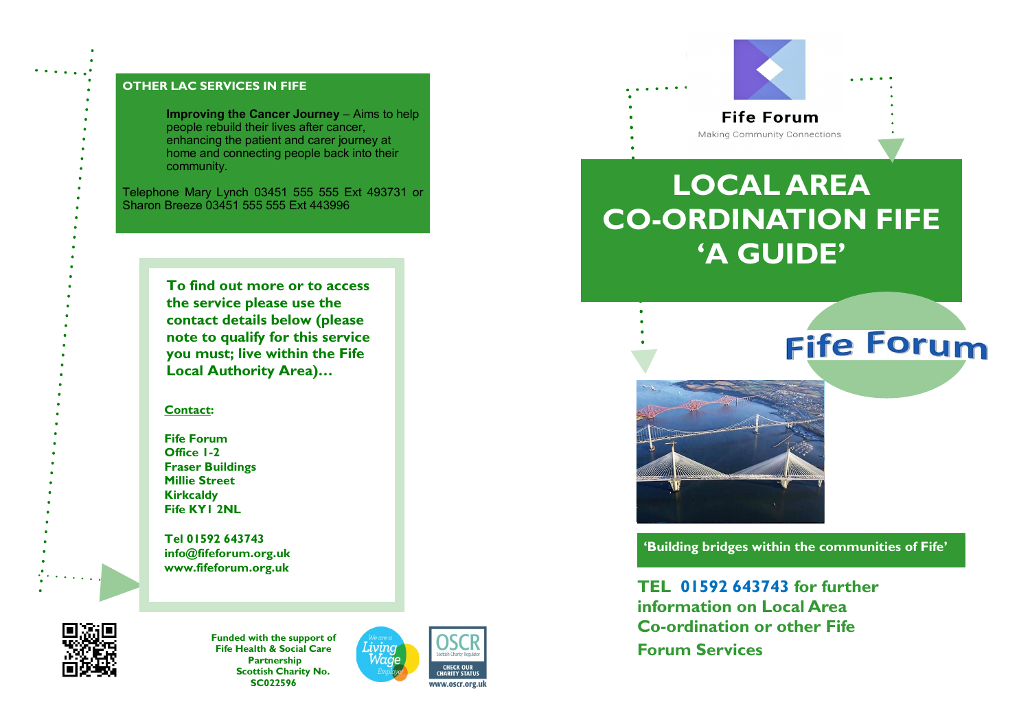## OTHER LAC SERVICES IN FIFE

**Improving the Cancer Journey** – Aims to help people rebuild their lives after cancer, enhancing the patient and carer journey at home and connecting people back into their community.

Telephone Mary Lynch 03451 555 555 Ext 493731 or Sharon Breeze 03451 555 555 Ext 443996

**To find out more or to access the service please use the contact details below (please note to qualify for this service you must; live within the Fife Local Authority Area)…**

**Contact:**

**Fife Forum**
**Office 1-2**
**Fraser Buildings**
**Millie Street**
**Kirkcaldy**
**Fife KY1 2NL**

**Tel 01592 643743**
**info@fifeforum.org.uk**
**www.fifeforum.org.uk**

**Funded with the support of Fife Health & Social Care Partnership**
**Scottish Charity No. SC022596**

We are a Living Wage Employer

OSCR Scottish Charity Regulator — CHECK OUR CHARITY STATUS www.oscr.org.uk

Fife Forum
Making Community Connections

# LOCAL AREA CO-ORDINATION FIFE 'A GUIDE'

Fife Forum

**'Building bridges within the communities of Fife'**

**TEL 01592 643743 for further information on Local Area Co-ordination or other Fife Forum Services**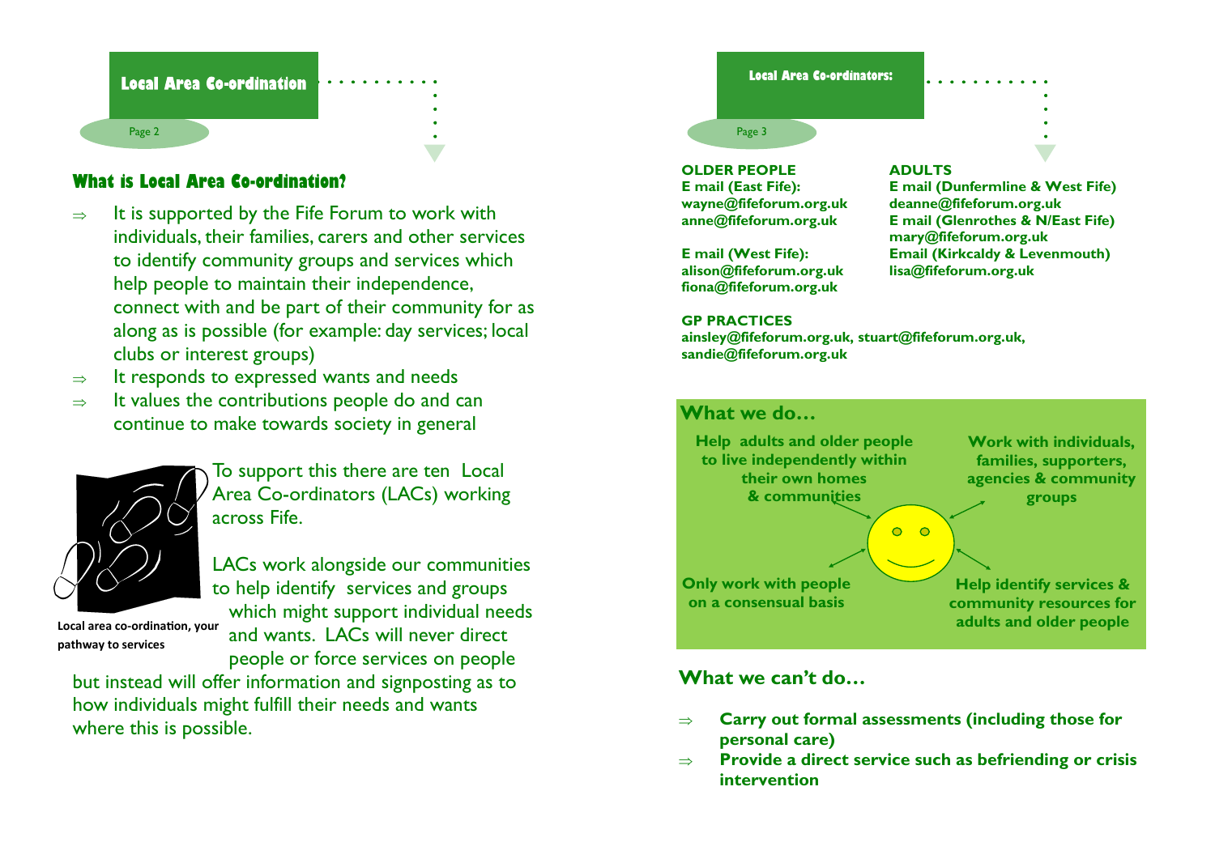## Local Area Co-ordination

### What is Local Area Co-ordination?

- ⇒ It is supported by the Fife Forum to work with individuals, their families, carers and other services to identify community groups and services which help people to maintain their independence, connect with and be part of their community for as along as is possible (for example: day services; local clubs or interest groups)
- ⇒ It responds to expressed wants and needs
- ⇒ It values the contributions people do and can continue to make towards society in general

To support this there are ten Local Area Co-ordinators (LACs) working across Fife.

LACs work alongside our communities to help identify services and groups which might support individual needs and wants. LACs will never direct people or force services on people but instead will offer information and signposting as to how individuals might fulfill their needs and wants where this is possible.

Local area co-ordination, your pathway to services

## Local Area Co-ordinators:

**OLDER PEOPLE**
**E mail (East Fife):**
**wayne@fifeforum.org.uk**
**anne@fifeforum.org.uk**

**E mail (West Fife):**
**alison@fifeforum.org.uk**
**fiona@fifeforum.org.uk**

**ADULTS**
**E mail (Dunfermline & West Fife)**
**deanne@fifeforum.org.uk**
**E mail (Glenrothes & N/East Fife)**
**mary@fifeforum.org.uk**
**Email (Kirkcaldy & Levenmouth)**
**lisa@fifeforum.org.uk**

**GP PRACTICES**
**ainsley@fifeforum.org.uk, stuart@fifeforum.org.uk, sandie@fifeforum.org.uk**

### What we do…

**Help adults and older people to live independently within their own homes & communities**

**Work with individuals, families, supporters, agencies & community groups**

**Only work with people on a consensual basis**

**Help identify services & community resources for adults and older people**

### What we can't do…

- ⇒ **Carry out formal assessments (including those for personal care)**
- ⇒ **Provide a direct service such as befriending or crisis intervention**